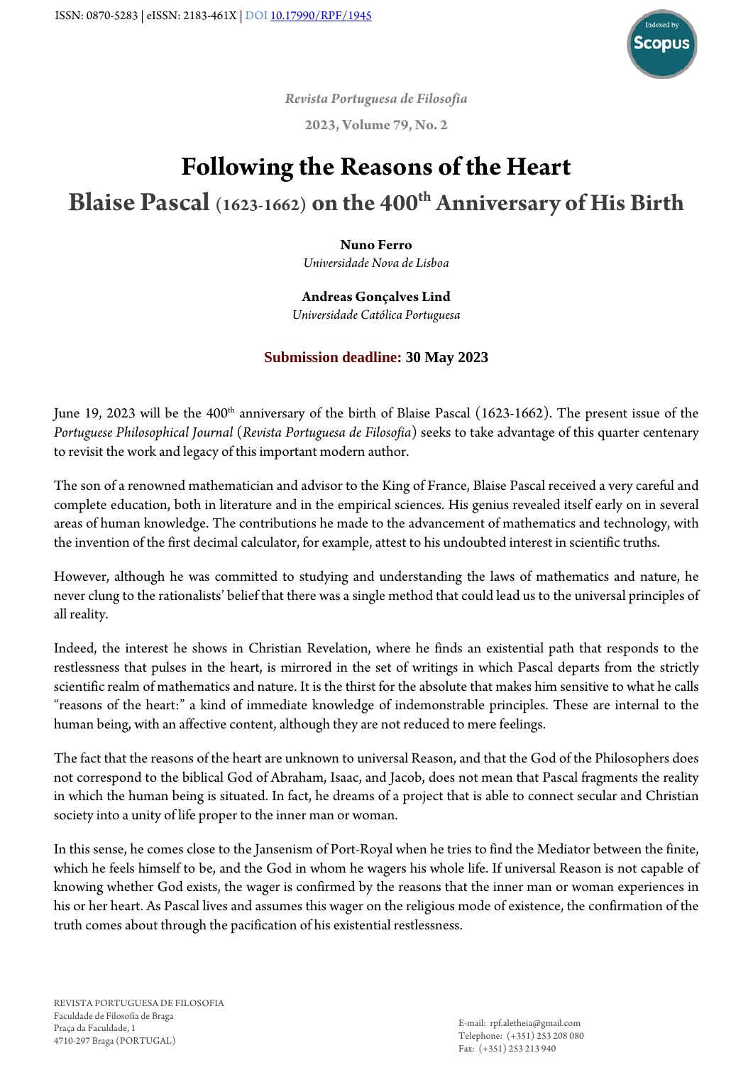ISSN: 0870-5283 | eISSN: 2183-461X | DOI 10.17990/RPF/1945

*Revista Portuguesa de Filosofia*

**2023, Volume 79, No. 2**

# Following the Reasons of the Heart

## Blaise Pascal (1623-1662) on the 400th Anniversary of His Birth

**Nuno Ferro**
*Universidade Nova de Lisboa*

**Andreas Gonçalves Lind**
*Universidade Católica Portuguesa*

**Submission deadline: 30 May 2023**

June 19, 2023 will be the 400th anniversary of the birth of Blaise Pascal (1623-1662). The present issue of the *Portuguese Philosophical Journal* (*Revista Portuguesa de Filosofia*) seeks to take advantage of this quarter centenary to revisit the work and legacy of this important modern author.

The son of a renowned mathematician and advisor to the King of France, Blaise Pascal received a very careful and complete education, both in literature and in the empirical sciences. His genius revealed itself early on in several areas of human knowledge. The contributions he made to the advancement of mathematics and technology, with the invention of the first decimal calculator, for example, attest to his undoubted interest in scientific truths.

However, although he was committed to studying and understanding the laws of mathematics and nature, he never clung to the rationalists' belief that there was a single method that could lead us to the universal principles of all reality.

Indeed, the interest he shows in Christian Revelation, where he finds an existential path that responds to the restlessness that pulses in the heart, is mirrored in the set of writings in which Pascal departs from the strictly scientific realm of mathematics and nature. It is the thirst for the absolute that makes him sensitive to what he calls "reasons of the heart:" a kind of immediate knowledge of indemonstrable principles. These are internal to the human being, with an affective content, although they are not reduced to mere feelings.

The fact that the reasons of the heart are unknown to universal Reason, and that the God of the Philosophers does not correspond to the biblical God of Abraham, Isaac, and Jacob, does not mean that Pascal fragments the reality in which the human being is situated. In fact, he dreams of a project that is able to connect secular and Christian society into a unity of life proper to the inner man or woman.

In this sense, he comes close to the Jansenism of Port-Royal when he tries to find the Mediator between the finite, which he feels himself to be, and the God in whom he wagers his whole life. If universal Reason is not capable of knowing whether God exists, the wager is confirmed by the reasons that the inner man or woman experiences in his or her heart. As Pascal lives and assumes this wager on the religious mode of existence, the confirmation of the truth comes about through the pacification of his existential restlessness.

REVISTA PORTUGUESA DE FILOSOFIA
Faculdade de Filosofia de Braga
Praça da Faculdade, 1
4710-297 Braga (PORTUGAL)

E-mail: rpf.aletheia@gmail.com
Telephone: (+351) 253 208 080
Fax: (+351) 253 213 940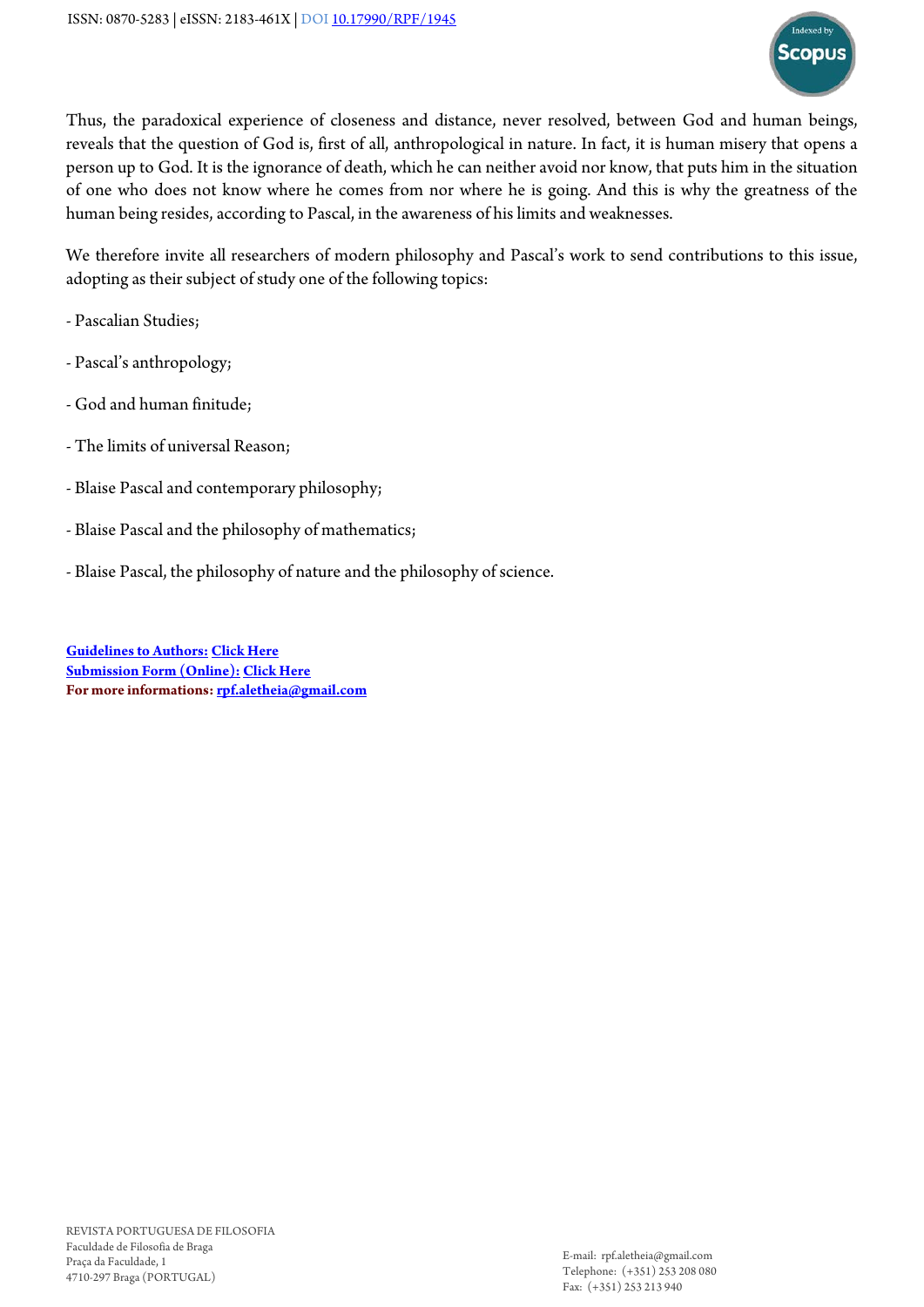Thus, the paradoxical experience of closeness and distance, never resolved, between God and human beings, reveals that the question of God is, first of all, anthropological in nature. In fact, it is human misery that opens a person up to God. It is the ignorance of death, which he can neither avoid nor know, that puts him in the situation of one who does not know where he comes from nor where he is going. And this is why the greatness of the human being resides, according to Pascal, in the awareness of his limits and weaknesses.

We therefore invite all researchers of modern philosophy and Pascal's work to send contributions to this issue, adopting as their subject of study one of the following topics:

- Pascalian Studies;
- Pascal's anthropology;
- God and human finitude;
- The limits of universal Reason;
- Blaise Pascal and contemporary philosophy;
- Blaise Pascal and the philosophy of mathematics;
- Blaise Pascal, the philosophy of nature and the philosophy of science.

**Guidelines to Authors: Click Here**
**Submission Form (Online): Click Here**
**For more informations: rpf.aletheia@gmail.com**

REVISTA PORTUGUESA DE FILOSOFIA
Faculdade de Filosofia de Braga
Praça da Faculdade, 1
4710-297 Braga (PORTUGAL)

E-mail: rpf.aletheia@gmail.com
Telephone: (+351) 253 208 080
Fax: (+351) 253 213 940